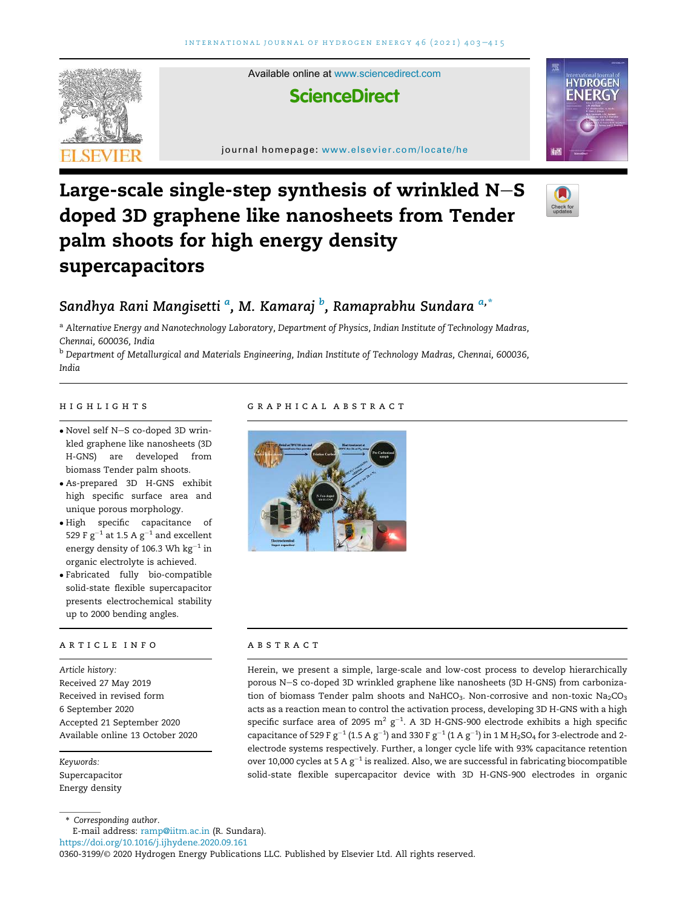# Large-scale single-step synthesis of wrinkled N–S doped 3D graphene like nanosheets from Tender palm shoots for high energy density supercapacitors

*Sandhya Rani Mangisetti* [a], *M. Kamaraj* [b], *Ramaprabhu Sundara* [a,*]

[a] *Alternative Energy and Nanotechnology Laboratory, Department of Physics, Indian Institute of Technology Madras, Chennai, 600036, India*

[b] *Department of Metallurgical and Materials Engineering, Indian Institute of Technology Madras, Chennai, 600036, India*

## HIGHLIGHTS

- Novel self N–S co-doped 3D wrinkled graphene like nanosheets (3D H-GNS) are developed from biomass Tender palm shoots.
- As-prepared 3D H-GNS exhibit high specific surface area and unique porous morphology.
- High specific capacitance of 529 F $g^{-1}$ at 1.5 A $g^{-1}$ and excellent energy density of 106.3 Wh $kg^{-1}$ in organic electrolyte is achieved.
- Fabricated fully bio-compatible solid-state flexible supercapacitor presents electrochemical stability up to 2000 bending angles.

## GRAPHICAL ABSTRACT

## ARTICLE INFO

*Article history:*
Received 27 May 2019
Received in revised form
6 September 2020
Accepted 21 September 2020
Available online 13 October 2020

*Keywords:*
Supercapacitor
Energy density

## ABSTRACT

Herein, we present a simple, large-scale and low-cost process to develop hierarchically porous N–S co-doped 3D wrinkled graphene like nanosheets (3D H-GNS) from carbonization of biomass Tender palm shoots and $NaHCO_3$. Non-corrosive and non-toxic $Na_2CO_3$ acts as a reaction mean to control the activation process, developing 3D H-GNS with a high specific surface area of 2095 $m^2$ $g^{-1}$. A 3D H-GNS-900 electrode exhibits a high specific capacitance of 529 F $g^{-1}$ (1.5 A $g^{-1}$) and 330 F $g^{-1}$ (1 A $g^{-1}$) in 1 M $H_2SO_4$ for 3-electrode and 2-electrode systems respectively. Further, a longer cycle life with 93% capacitance retention over 10,000 cycles at 5 A $g^{-1}$ is realized. Also, we are successful in fabricating biocompatible solid-state flexible supercapacitor device with 3D H-GNS-900 electrodes in organic

\* *Corresponding author.*
E-mail address: ramp@iitm.ac.in (R. Sundara).
https://doi.org/10.1016/j.ijhydene.2020.09.161
0360-3199/© 2020 Hydrogen Energy Publications LLC. Published by Elsevier Ltd. All rights reserved.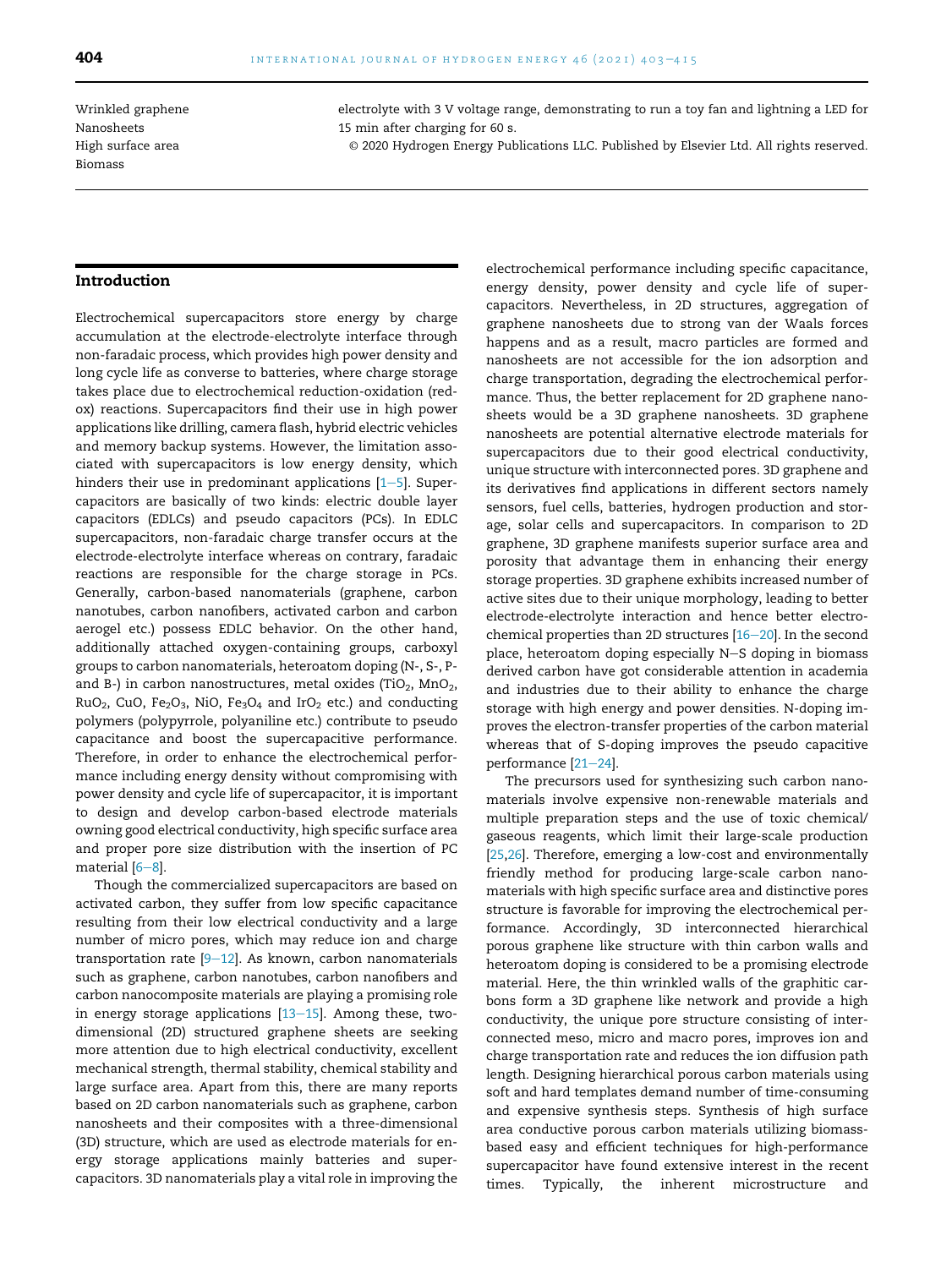Wrinkled graphene
Nanosheets
High surface area
Biomass

electrolyte with 3 V voltage range, demonstrating to run a toy fan and lightning a LED for 15 min after charging for 60 s.

© 2020 Hydrogen Energy Publications LLC. Published by Elsevier Ltd. All rights reserved.

## Introduction

Electrochemical supercapacitors store energy by charge accumulation at the electrode-electrolyte interface through non-faradaic process, which provides high power density and long cycle life as converse to batteries, where charge storage takes place due to electrochemical reduction-oxidation (redox) reactions. Supercapacitors find their use in high power applications like drilling, camera flash, hybrid electric vehicles and memory backup systems. However, the limitation associated with supercapacitors is low energy density, which hinders their use in predominant applications [1–5]. Supercapacitors are basically of two kinds: electric double layer capacitors (EDLCs) and pseudo capacitors (PCs). In EDLC supercapacitors, non-faradaic charge transfer occurs at the electrode-electrolyte interface whereas on contrary, faradaic reactions are responsible for the charge storage in PCs. Generally, carbon-based nanomaterials (graphene, carbon nanotubes, carbon nanofibers, activated carbon and carbon aerogel etc.) possess EDLC behavior. On the other hand, additionally attached oxygen-containing groups, carboxyl groups to carbon nanomaterials, heteroatom doping (N-, S-, P- and B-) in carbon nanostructures, metal oxides ($TiO_2$, $MnO_2$, $RuO_2$, CuO, $Fe_2O_3$, NiO, $Fe_3O_4$ and $IrO_2$ etc.) and conducting polymers (polypyrrole, polyaniline etc.) contribute to pseudo capacitance and boost the supercapacitive performance. Therefore, in order to enhance the electrochemical performance including energy density without compromising with power density and cycle life of supercapacitor, it is important to design and develop carbon-based electrode materials owning good electrical conductivity, high specific surface area and proper pore size distribution with the insertion of PC material [6–8].

Though the commercialized supercapacitors are based on activated carbon, they suffer from low specific capacitance resulting from their low electrical conductivity and a large number of micro pores, which may reduce ion and charge transportation rate [9–12]. As known, carbon nanomaterials such as graphene, carbon nanotubes, carbon nanofibers and carbon nanocomposite materials are playing a promising role in energy storage applications [13–15]. Among these, two-dimensional (2D) structured graphene sheets are seeking more attention due to high electrical conductivity, excellent mechanical strength, thermal stability, chemical stability and large surface area. Apart from this, there are many reports based on 2D carbon nanomaterials such as graphene, carbon nanosheets and their composites with a three-dimensional (3D) structure, which are used as electrode materials for energy storage applications mainly batteries and supercapacitors. 3D nanomaterials play a vital role in improving the electrochemical performance including specific capacitance, energy density, power density and cycle life of supercapacitors. Nevertheless, in 2D structures, aggregation of graphene nanosheets due to strong van der Waals forces happens and as a result, macro particles are formed and nanosheets are not accessible for the ion adsorption and charge transportation, degrading the electrochemical performance. Thus, the better replacement for 2D graphene nanosheets would be a 3D graphene nanosheets. 3D graphene nanosheets are potential alternative electrode materials for supercapacitors due to their good electrical conductivity, unique structure with interconnected pores. 3D graphene and its derivatives find applications in different sectors namely sensors, fuel cells, batteries, hydrogen production and storage, solar cells and supercapacitors. In comparison to 2D graphene, 3D graphene manifests superior surface area and porosity that advantage them in enhancing their energy storage properties. 3D graphene exhibits increased number of active sites due to their unique morphology, leading to better electrode-electrolyte interaction and hence better electrochemical properties than 2D structures [16–20]. In the second place, heteroatom doping especially N–S doping in biomass derived carbon have got considerable attention in academia and industries due to their ability to enhance the charge storage with high energy and power densities. N-doping improves the electron-transfer properties of the carbon material whereas that of S-doping improves the pseudo capacitive performance [21–24].

The precursors used for synthesizing such carbon nanomaterials involve expensive non-renewable materials and multiple preparation steps and the use of toxic chemical/gaseous reagents, which limit their large-scale production [25,26]. Therefore, emerging a low-cost and environmentally friendly method for producing large-scale carbon nanomaterials with high specific surface area and distinctive pores structure is favorable for improving the electrochemical performance. Accordingly, 3D interconnected hierarchical porous graphene like structure with thin carbon walls and heteroatom doping is considered to be a promising electrode material. Here, the thin wrinkled walls of the graphitic carbons form a 3D graphene like network and provide a high conductivity, the unique pore structure consisting of interconnected meso, micro and macro pores, improves ion and charge transportation rate and reduces the ion diffusion path length. Designing hierarchical porous carbon materials using soft and hard templates demand number of time-consuming and expensive synthesis steps. Synthesis of high surface area conductive porous carbon materials utilizing biomass-based easy and efficient techniques for high-performance supercapacitor have found extensive interest in the recent times. Typically, the inherent microstructure and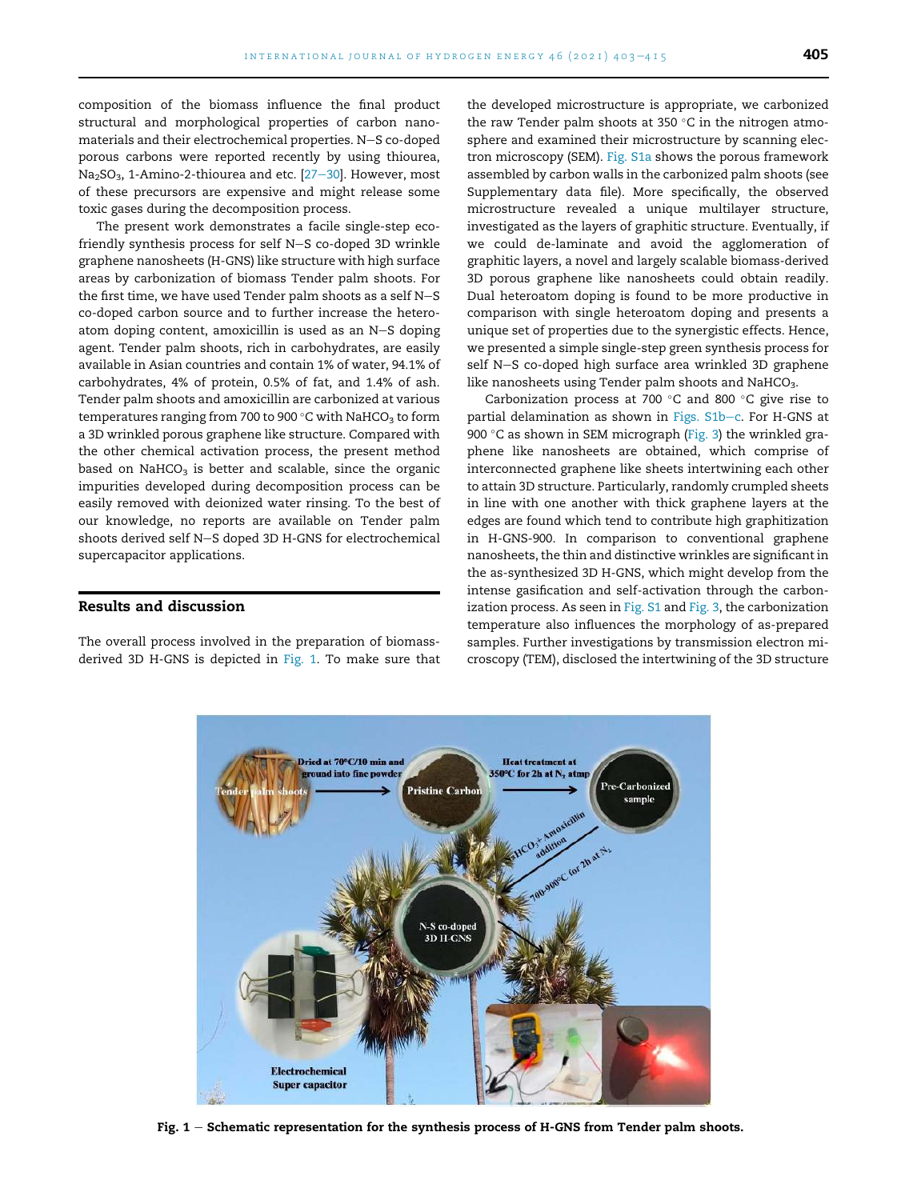composition of the biomass influence the final product structural and morphological properties of carbon nanomaterials and their electrochemical properties. N–S co-doped porous carbons were reported recently by using thiourea, $Na_2SO_3$, 1-Amino-2-thiourea and etc. [27–30]. However, most of these precursors are expensive and might release some toxic gases during the decomposition process.

The present work demonstrates a facile single-step eco-friendly synthesis process for self N–S co-doped 3D wrinkle graphene nanosheets (H-GNS) like structure with high surface areas by carbonization of biomass Tender palm shoots. For the first time, we have used Tender palm shoots as a self N–S co-doped carbon source and to further increase the heteroatom doping content, amoxicillin is used as an N–S doping agent. Tender palm shoots, rich in carbohydrates, are easily available in Asian countries and contain 1% of water, 94.1% of carbohydrates, 4% of protein, 0.5% of fat, and 1.4% of ash. Tender palm shoots and amoxicillin are carbonized at various temperatures ranging from 700 to 900 °C with $NaHCO_3$ to form a 3D wrinkled porous graphene like structure. Compared with the other chemical activation process, the present method based on $NaHCO_3$ is better and scalable, since the organic impurities developed during decomposition process can be easily removed with deionized water rinsing. To the best of our knowledge, no reports are available on Tender palm shoots derived self N–S doped 3D H-GNS for electrochemical supercapacitor applications.

## Results and discussion

The overall process involved in the preparation of biomass-derived 3D H-GNS is depicted in Fig. 1. To make sure that the developed microstructure is appropriate, we carbonized the raw Tender palm shoots at 350 °C in the nitrogen atmosphere and examined their microstructure by scanning electron microscopy (SEM). Fig. S1a shows the porous framework assembled by carbon walls in the carbonized palm shoots (see Supplementary data file). More specifically, the observed microstructure revealed a unique multilayer structure, investigated as the layers of graphitic structure. Eventually, if we could de-laminate and avoid the agglomeration of graphitic layers, a novel and largely scalable biomass-derived 3D porous graphene like nanosheets could obtain readily. Dual heteroatom doping is found to be more productive in comparison with single heteroatom doping and presents a unique set of properties due to the synergistic effects. Hence, we presented a simple single-step green synthesis process for self N–S co-doped high surface area wrinkled 3D graphene like nanosheets using Tender palm shoots and $NaHCO_3$.

Carbonization process at 700 °C and 800 °C give rise to partial delamination as shown in Figs. S1b–c. For H-GNS at 900 °C as shown in SEM micrograph (Fig. 3) the wrinkled graphene like nanosheets are obtained, which comprise of interconnected graphene like sheets intertwining each other to attain 3D structure. Particularly, randomly crumpled sheets in line with one another with thick graphene layers at the edges are found which tend to contribute high graphitization in H-GNS-900. In comparison to conventional graphene nanosheets, the thin and distinctive wrinkles are significant in the as-synthesized 3D H-GNS, which might develop from the intense gasification and self-activation through the carbonization process. As seen in Fig. S1 and Fig. 3, the carbonization temperature also influences the morphology of as-prepared samples. Further investigations by transmission electron microscopy (TEM), disclosed the intertwining of the 3D structure

Fig. 1 – Schematic representation for the synthesis process of H-GNS from Tender palm shoots.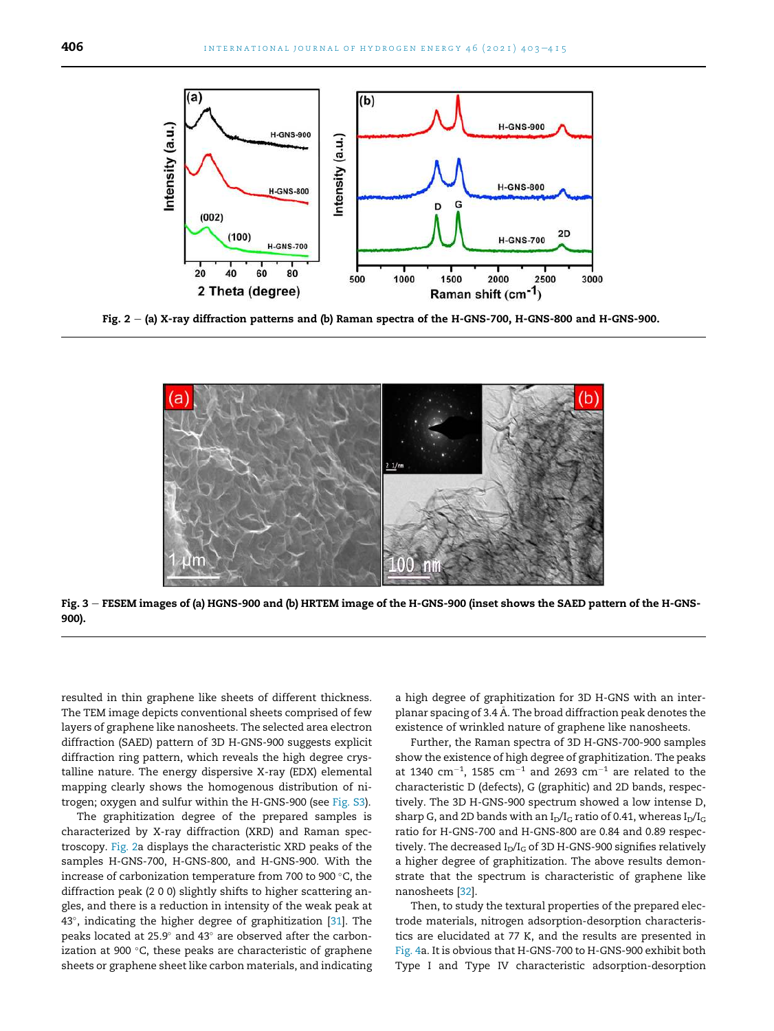Fig. 2 – (a) X-ray diffraction patterns and (b) Raman spectra of the H-GNS-700, H-GNS-800 and H-GNS-900.

Fig. 3 – FESEM images of (a) HGNS-900 and (b) HRTEM image of the H-GNS-900 (inset shows the SAED pattern of the H-GNS-900).

resulted in thin graphene like sheets of different thickness. The TEM image depicts conventional sheets comprised of few layers of graphene like nanosheets. The selected area electron diffraction (SAED) pattern of 3D H-GNS-900 suggests explicit diffraction ring pattern, which reveals the high degree crystalline nature. The energy dispersive X-ray (EDX) elemental mapping clearly shows the homogenous distribution of nitrogen; oxygen and sulfur within the H-GNS-900 (see Fig. S3).

The graphitization degree of the prepared samples is characterized by X-ray diffraction (XRD) and Raman spectroscopy. Fig. 2a displays the characteristic XRD peaks of the samples H-GNS-700, H-GNS-800, and H-GNS-900. With the increase of carbonization temperature from 700 to 900 °C, the diffraction peak (2 0 0) slightly shifts to higher scattering angles, and there is a reduction in intensity of the weak peak at 43°, indicating the higher degree of graphitization [31]. The peaks located at 25.9° and 43° are observed after the carbonization at 900 °C, these peaks are characteristic of graphene sheets or graphene sheet like carbon materials, and indicating a high degree of graphitization for 3D H-GNS with an interplanar spacing of 3.4 Å. The broad diffraction peak denotes the existence of wrinkled nature of graphene like nanosheets.

Further, the Raman spectra of 3D H-GNS-700-900 samples show the existence of high degree of graphitization. The peaks at 1340 $cm^{-1}$, 1585 $cm^{-1}$ and 2693 $cm^{-1}$ are related to the characteristic D (defects), G (graphitic) and 2D bands, respectively. The 3D H-GNS-900 spectrum showed a low intense D, sharp G, and 2D bands with an $I_D/I_G$ ratio of 0.41, whereas $I_D/I_G$ ratio for H-GNS-700 and H-GNS-800 are 0.84 and 0.89 respectively. The decreased $I_D/I_G$ of 3D H-GNS-900 signifies relatively a higher degree of graphitization. The above results demonstrate that the spectrum is characteristic of graphene like nanosheets [32].

Then, to study the textural properties of the prepared electrode materials, nitrogen adsorption-desorption characteristics are elucidated at 77 K, and the results are presented in Fig. 4a. It is obvious that H-GNS-700 to H-GNS-900 exhibit both Type I and Type IV characteristic adsorption-desorption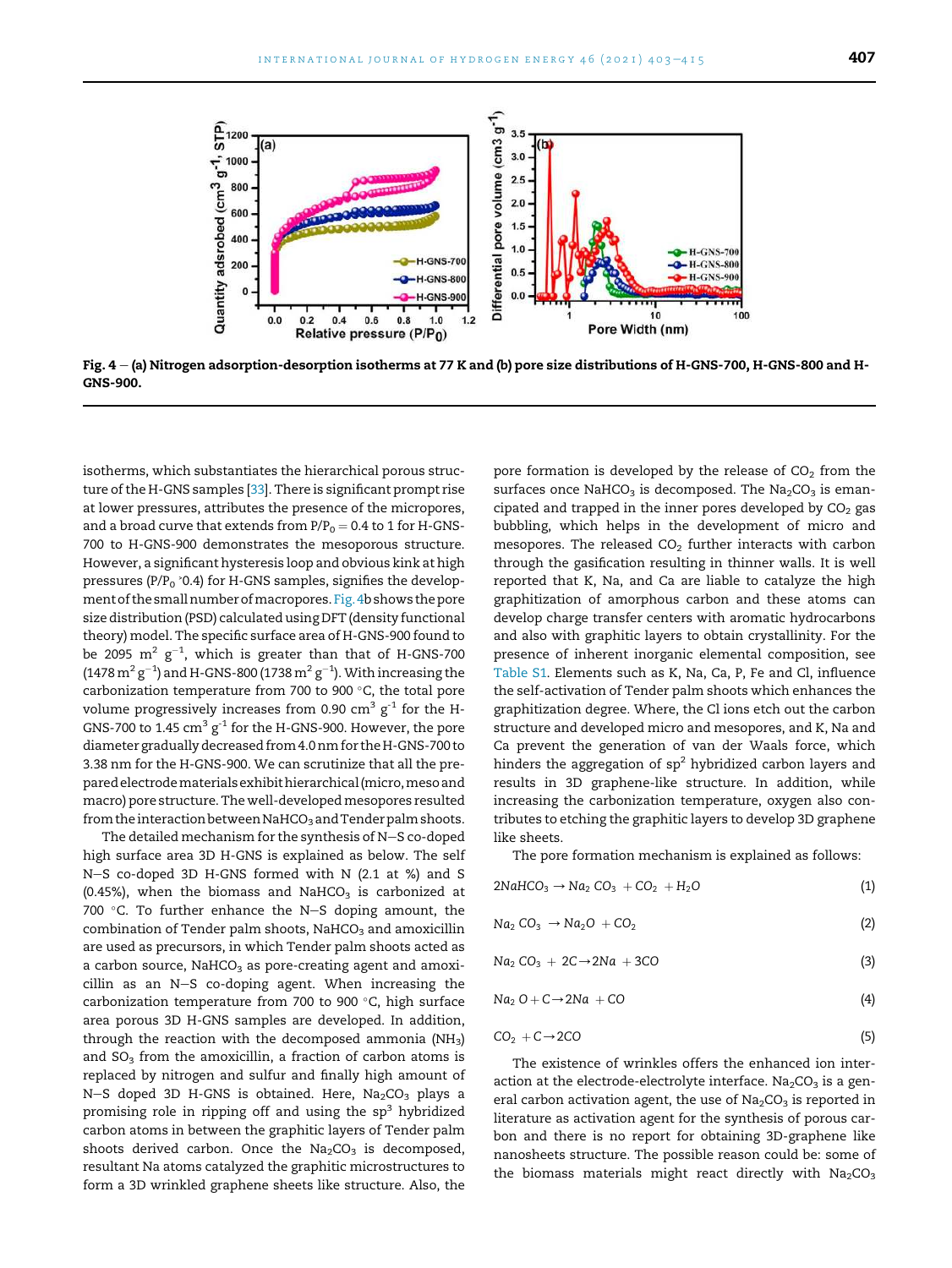Fig. 4 – (a) Nitrogen adsorption-desorption isotherms at 77 K and (b) pore size distributions of H-GNS-700, H-GNS-800 and H-GNS-900.

isotherms, which substantiates the hierarchical porous structure of the H-GNS samples [33]. There is significant prompt rise at lower pressures, attributes the presence of the micropores, and a broad curve that extends from $P/P_0 = 0.4$ to 1 for H-GNS-700 to H-GNS-900 demonstrates the mesoporous structure. However, a significant hysteresis loop and obvious kink at high pressures ($P/P_0$ ˃0.4) for H-GNS samples, signifies the development of the small number of macropores. Fig. 4b shows the pore size distribution (PSD) calculated using DFT (density functional theory) model. The specific surface area of H-GNS-900 found to be 2095 $m^2\ g^{-1}$, which is greater than that of H-GNS-700 (1478 $m^2\ g^{-1}$) and H-GNS-800 (1738 $m^2\ g^{-1}$). With increasing the carbonization temperature from 700 to 900 °C, the total pore volume progressively increases from 0.90 $cm^3\ g^{-1}$ for the H-GNS-700 to 1.45 $cm^3\ g^{-1}$ for the H-GNS-900. However, the pore diameter gradually decreased from 4.0 nm for the H-GNS-700 to 3.38 nm for the H-GNS-900. We can scrutinize that all the prepared electrode materials exhibit hierarchical (micro, meso and macro) pore structure. The well-developed mesopores resulted from the interaction between $NaHCO_3$ and Tender palm shoots.

The detailed mechanism for the synthesis of N–S co-doped high surface area 3D H-GNS is explained as below. The self N–S co-doped 3D H-GNS formed with N (2.1 at %) and S (0.45%), when the biomass and $NaHCO_3$ is carbonized at 700 °C. To further enhance the N–S doping amount, the combination of Tender palm shoots, $NaHCO_3$ and amoxicillin are used as precursors, in which Tender palm shoots acted as a carbon source, $NaHCO_3$ as pore-creating agent and amoxicillin as an N–S co-doping agent. When increasing the carbonization temperature from 700 to 900 °C, high surface area porous 3D H-GNS samples are developed. In addition, through the reaction with the decomposed ammonia ($NH_3$) and $SO_3$ from the amoxicillin, a fraction of carbon atoms is replaced by nitrogen and sulfur and finally high amount of N–S doped 3D H-GNS is obtained. Here, $Na_2CO_3$ plays a promising role in ripping off and using the $sp^3$ hybridized carbon atoms in between the graphitic layers of Tender palm shoots derived carbon. Once the $Na_2CO_3$ is decomposed, resultant Na atoms catalyzed the graphitic microstructures to form a 3D wrinkled graphene sheets like structure. Also, the pore formation is developed by the release of $CO_2$ from the surfaces once $NaHCO_3$ is decomposed. The $Na_2CO_3$ is emancipated and trapped in the inner pores developed by $CO_2$ gas bubbling, which helps in the development of micro and mesopores. The released $CO_2$ further interacts with carbon through the gasification resulting in thinner walls. It is well reported that K, Na, and Ca are liable to catalyze the high graphitization of amorphous carbon and these atoms can develop charge transfer centers with aromatic hydrocarbons and also with graphitic layers to obtain crystallinity. For the presence of inherent inorganic elemental composition, see Table S1. Elements such as K, Na, Ca, P, Fe and Cl, influence the self-activation of Tender palm shoots which enhances the graphitization degree. Where, the Cl ions etch out the carbon structure and developed micro and mesopores, and K, Na and Ca prevent the generation of van der Waals force, which hinders the aggregation of $sp^2$ hybridized carbon layers and results in 3D graphene-like structure. In addition, while increasing the carbonization temperature, oxygen also contributes to etching the graphitic layers to develop 3D graphene like sheets.

The pore formation mechanism is explained as follows:

$$2NaHCO_3 \rightarrow Na_2CO_3 + CO_2 + H_2O \quad (1)$$

$$Na_2CO_3 \rightarrow Na_2O + CO_2 \quad (2)$$

$$Na_2CO_3 + 2C \rightarrow 2Na + 3CO \quad (3)$$

$$Na_2O + C \rightarrow 2Na + CO \quad (4)$$

$$CO_2 + C \rightarrow 2CO \quad (5)$$

The existence of wrinkles offers the enhanced ion interaction at the electrode-electrolyte interface. $Na_2CO_3$ is a general carbon activation agent, the use of $Na_2CO_3$ is reported in literature as activation agent for the synthesis of porous carbon and there is no report for obtaining 3D-graphene like nanosheets structure. The possible reason could be: some of the biomass materials might react directly with $Na_2CO_3$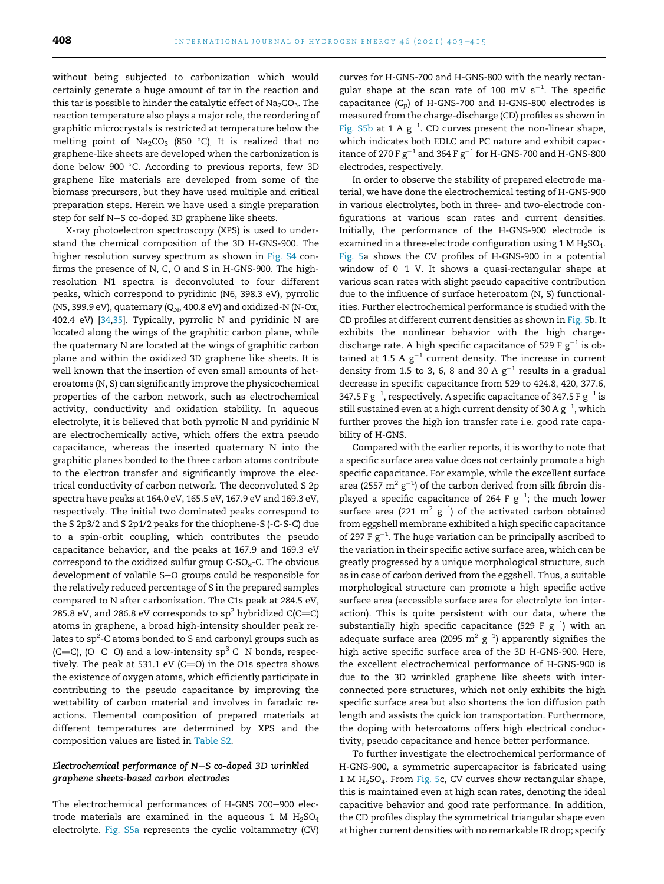without being subjected to carbonization which would certainly generate a huge amount of tar in the reaction and this tar is possible to hinder the catalytic effect of $Na_2CO_3$. The reaction temperature also plays a major role, the reordering of graphitic microcrystals is restricted at temperature below the melting point of $Na_2CO_3$ (850 °C). It is realized that no graphene-like sheets are developed when the carbonization is done below 900 °C. According to previous reports, few 3D graphene like materials are developed from some of the biomass precursors, but they have used multiple and critical preparation steps. Herein we have used a single preparation step for self N–S co-doped 3D graphene like sheets.

X-ray photoelectron spectroscopy (XPS) is used to understand the chemical composition of the 3D H-GNS-900. The higher resolution survey spectrum as shown in Fig. S4 confirms the presence of N, C, O and S in H-GNS-900. The high-resolution N1 spectra is deconvoluted to four different peaks, which correspond to pyridinic (N6, 398.3 eV), pyrrolic (N5, 399.9 eV), quaternary ($Q_N$, 400.8 eV) and oxidized-N (N-Ox, 402.4 eV) [34,35]. Typically, pyrrolic N and pyridinic N are located along the wings of the graphitic carbon plane, while the quaternary N are located at the wings of graphitic carbon plane and within the oxidized 3D graphene like sheets. It is well known that the insertion of even small amounts of heteroatoms (N, S) can significantly improve the physicochemical properties of the carbon network, such as electrochemical activity, conductivity and oxidation stability. In aqueous electrolyte, it is believed that both pyrrolic N and pyridinic N are electrochemically active, which offers the extra pseudo capacitance, whereas the inserted quaternary N into the graphitic planes bonded to the three carbon atoms contribute to the electron transfer and significantly improve the electrical conductivity of carbon network. The deconvoluted S 2p spectra have peaks at 164.0 eV, 165.5 eV, 167.9 eV and 169.3 eV, respectively. The initial two dominated peaks correspond to the S 2p3/2 and S 2p1/2 peaks for the thiophene-S (-C-S-C) due to a spin-orbit coupling, which contributes the pseudo capacitance behavior, and the peaks at 167.9 and 169.3 eV correspond to the oxidized sulfur group C-$SO_x$-C. The obvious development of volatile S–O groups could be responsible for the relatively reduced percentage of S in the prepared samples compared to N after carbonization. The C1s peak at 284.5 eV, 285.8 eV, and 286.8 eV corresponds to $sp^2$ hybridized C(C=C) atoms in graphene, a broad high-intensity shoulder peak relates to $sp^2$-C atoms bonded to S and carbonyl groups such as (C=C), (O–C–O) and a low-intensity $sp^3$ C–N bonds, respectively. The peak at 531.1 eV (C=O) in the O1s spectra shows the existence of oxygen atoms, which efficiently participate in contributing to the pseudo capacitance by improving the wettability of carbon material and involves in faradaic reactions. Elemental composition of prepared materials at different temperatures are determined by XPS and the composition values are listed in Table S2.

### *Electrochemical performance of N–S co-doped 3D wrinkled graphene sheets-based carbon electrodes*

The electrochemical performances of H-GNS 700–900 electrode materials are examined in the aqueous 1 M $H_2SO_4$ electrolyte. Fig. S5a represents the cyclic voltammetry (CV) curves for H-GNS-700 and H-GNS-800 with the nearly rectangular shape at the scan rate of 100 mV $s^{-1}$. The specific capacitance ($C_p$) of H-GNS-700 and H-GNS-800 electrodes is measured from the charge-discharge (CD) profiles as shown in Fig. S5b at 1 A $g^{-1}$. CD curves present the non-linear shape, which indicates both EDLC and PC nature and exhibit capacitance of 270 F $g^{-1}$ and 364 F $g^{-1}$ for H-GNS-700 and H-GNS-800 electrodes, respectively.

In order to observe the stability of prepared electrode material, we have done the electrochemical testing of H-GNS-900 in various electrolytes, both in three- and two-electrode configurations at various scan rates and current densities. Initially, the performance of the H-GNS-900 electrode is examined in a three-electrode configuration using 1 M $H_2SO_4$. Fig. 5a shows the CV profiles of H-GNS-900 in a potential window of 0–1 V. It shows a quasi-rectangular shape at various scan rates with slight pseudo capacitive contribution due to the influence of surface heteroatom (N, S) functionalities. Further electrochemical performance is studied with the CD profiles at different current densities as shown in Fig. 5b. It exhibits the nonlinear behavior with the high charge-discharge rate. A high specific capacitance of 529 F $g^{-1}$ is obtained at 1.5 A $g^{-1}$ current density. The increase in current density from 1.5 to 3, 6, 8 and 30 A $g^{-1}$ results in a gradual decrease in specific capacitance from 529 to 424.8, 420, 377.6, 347.5 F $g^{-1}$, respectively. A specific capacitance of 347.5 F $g^{-1}$ is still sustained even at a high current density of 30 A $g^{-1}$, which further proves the high ion transfer rate i.e. good rate capability of H-GNS.

Compared with the earlier reports, it is worthy to note that a specific surface area value does not certainly promote a high specific capacitance. For example, while the excellent surface area (2557 $m^2$ $g^{-1}$) of the carbon derived from silk fibroin displayed a specific capacitance of 264 F $g^{-1}$; the much lower surface area (221 $m^2$ $g^{-1}$) of the activated carbon obtained from eggshell membrane exhibited a high specific capacitance of 297 F $g^{-1}$. The huge variation can be principally ascribed to the variation in their specific active surface area, which can be greatly progressed by a unique morphological structure, such as in case of carbon derived from the eggshell. Thus, a suitable morphological structure can promote a high specific active surface area (accessible surface area for electrolyte ion interaction). This is quite persistent with our data, where the substantially high specific capacitance (529 F $g^{-1}$) with an adequate surface area (2095 $m^2$ $g^{-1}$) apparently signifies the high active specific surface area of the 3D H-GNS-900. Here, the excellent electrochemical performance of H-GNS-900 is due to the 3D wrinkled graphene like sheets with interconnected pore structures, which not only exhibits the high specific surface area but also shortens the ion diffusion path length and assists the quick ion transportation. Furthermore, the doping with heteroatoms offers high electrical conductivity, pseudo capacitance and hence better performance.

To further investigate the electrochemical performance of H-GNS-900, a symmetric supercapacitor is fabricated using 1 M $H_2SO_4$. From Fig. 5c, CV curves show rectangular shape, this is maintained even at high scan rates, denoting the ideal capacitive behavior and good rate performance. In addition, the CD profiles display the symmetrical triangular shape even at higher current densities with no remarkable IR drop; specify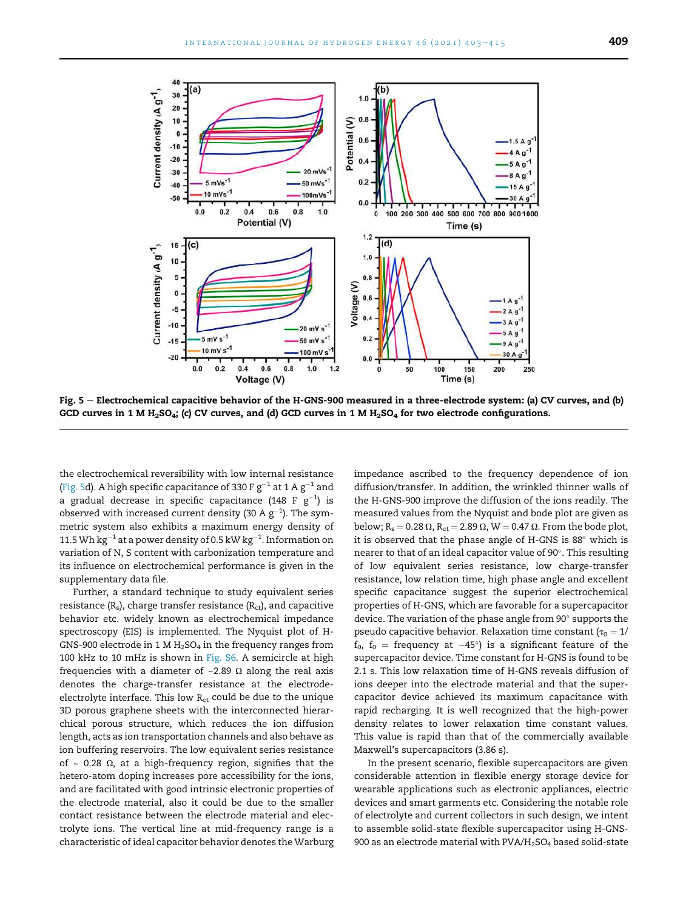Fig. 5 – Electrochemical capacitive behavior of the H-GNS-900 measured in a three-electrode system: (a) CV curves, and (b) GCD curves in 1 M $H_2SO_4$; (c) CV curves, and (d) GCD curves in 1 M $H_2SO_4$ for two electrode configurations.

the electrochemical reversibility with low internal resistance (Fig. 5d). A high specific capacitance of 330 F $g^{-1}$ at 1 A $g^{-1}$ and a gradual decrease in specific capacitance (148 F $g^{-1}$) is observed with increased current density (30 A $g^{-1}$). The symmetric system also exhibits a maximum energy density of 11.5 Wh $kg^{-1}$ at a power density of 0.5 kW $kg^{-1}$. Information on variation of N, S content with carbonization temperature and its influence on electrochemical performance is given in the supplementary data file.

Further, a standard technique to study equivalent series resistance ($R_s$), charge transfer resistance ($R_{ct}$), and capacitive behavior etc. widely known as electrochemical impedance spectroscopy (EIS) is implemented. The Nyquist plot of H-GNS-900 electrode in 1 M $H_2SO_4$ in the frequency ranges from 100 kHz to 10 mHz is shown in Fig. S6. A semicircle at high frequencies with a diameter of ~2.89 Ω along the real axis denotes the charge-transfer resistance at the electrode-electrolyte interface. This low $R_{ct}$ could be due to the unique 3D porous graphene sheets with the interconnected hierarchical porous structure, which reduces the ion diffusion length, acts as ion transportation channels and also behave as ion buffering reservoirs. The low equivalent series resistance of ~ 0.28 Ω, at a high-frequency region, signifies that the hetero-atom doping increases pore accessibility for the ions, and are facilitated with good intrinsic electronic properties of the electrode material, also it could be due to the smaller contact resistance between the electrode material and electrolyte ions. The vertical line at mid-frequency range is a characteristic of ideal capacitor behavior denotes the Warburg impedance ascribed to the frequency dependence of ion diffusion/transfer. In addition, the wrinkled thinner walls of the H-GNS-900 improve the diffusion of the ions readily. The measured values from the Nyquist and bode plot are given as below; $R_s = 0.28$ Ω, $R_{ct} = 2.89$ Ω, $W = 0.47$ Ω. From the bode plot, it is observed that the phase angle of H-GNS is 88° which is nearer to that of an ideal capacitor value of 90°. This resulting of low equivalent series resistance, low charge-transfer resistance, low relation time, high phase angle and excellent specific capacitance suggest the superior electrochemical properties of H-GNS, which are favorable for a supercapacitor device. The variation of the phase angle from 90° supports the pseudo capacitive behavior. Relaxation time constant ($\tau_0 = 1/f_0$, $f_0$ = frequency at −45°) is a significant feature of the supercapacitor device. Time constant for H-GNS is found to be 2.1 s. This low relaxation time of H-GNS reveals diffusion of ions deeper into the electrode material and that the supercapacitor device achieved its maximum capacitance with rapid recharging. It is well recognized that the high-power density relates to lower relaxation time constant values. This value is rapid than that of the commercially available Maxwell's supercapacitors (3.86 s).

In the present scenario, flexible supercapacitors are given considerable attention in flexible energy storage device for wearable applications such as electronic appliances, electric devices and smart garments etc. Considering the notable role of electrolyte and current collectors in such design, we intent to assemble solid-state flexible supercapacitor using H-GNS-900 as an electrode material with PVA/$H_2SO_4$ based solid-state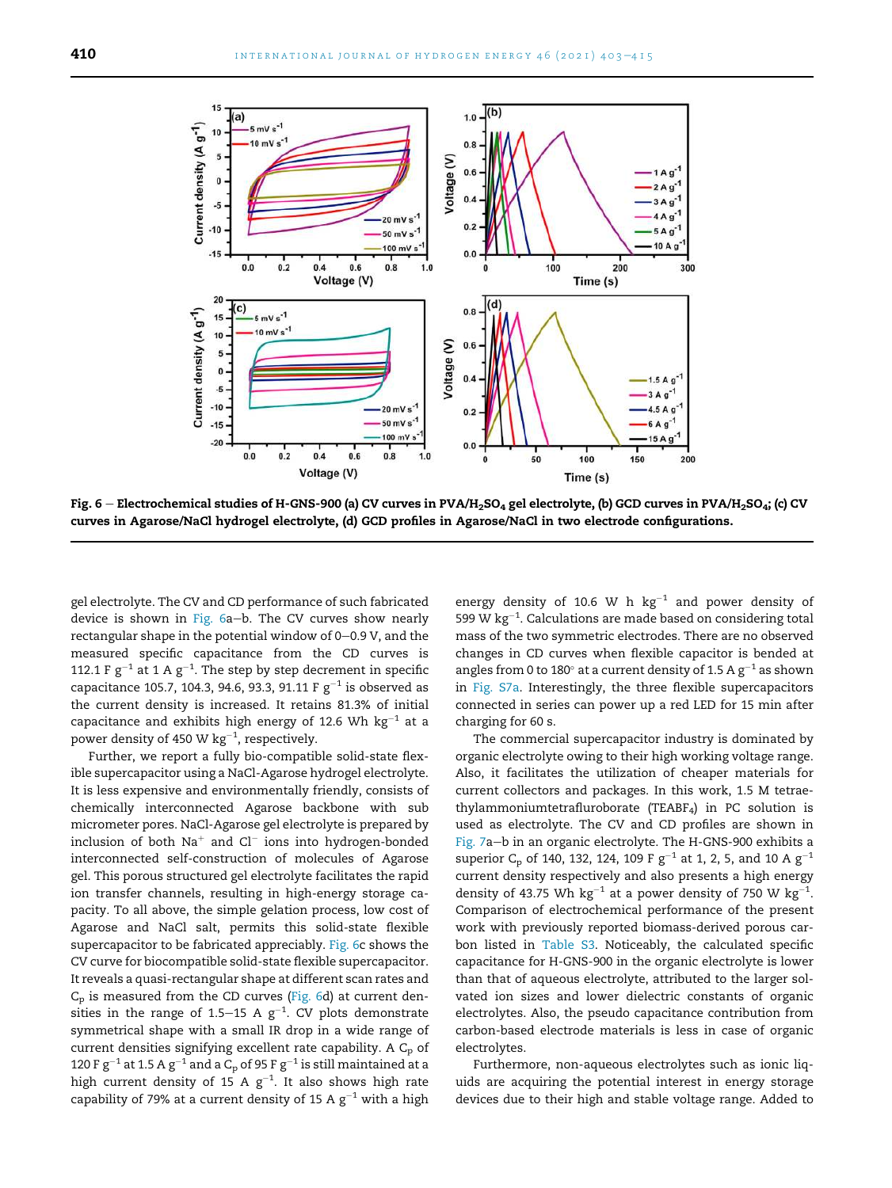Fig. 6 — Electrochemical studies of H-GNS-900 (a) CV curves in PVA/$H_2SO_4$ gel electrolyte, (b) GCD curves in PVA/$H_2SO_4$; (c) CV curves in Agarose/NaCl hydrogel electrolyte, (d) GCD profiles in Agarose/NaCl in two electrode configurations.

gel electrolyte. The CV and CD performance of such fabricated device is shown in Fig. 6a–b. The CV curves show nearly rectangular shape in the potential window of 0–0.9 V, and the measured specific capacitance from the CD curves is 112.1 F $g^{-1}$ at 1 A $g^{-1}$. The step by step decrement in specific capacitance 105.7, 104.3, 94.6, 93.3, 91.11 F $g^{-1}$ is observed as the current density is increased. It retains 81.3% of initial capacitance and exhibits high energy of 12.6 Wh $kg^{-1}$ at a power density of 450 W $kg^{-1}$, respectively.

Further, we report a fully bio-compatible solid-state flexible supercapacitor using a NaCl-Agarose hydrogel electrolyte. It is less expensive and environmentally friendly, consists of chemically interconnected Agarose backbone with sub micrometer pores. NaCl-Agarose gel electrolyte is prepared by inclusion of both $Na^+$ and $Cl^-$ ions into hydrogen-bonded interconnected self-construction of molecules of Agarose gel. This porous structured gel electrolyte facilitates the rapid ion transfer channels, resulting in high-energy storage capacity. To all above, the simple gelation process, low cost of Agarose and NaCl salt, permits this solid-state flexible supercapacitor to be fabricated appreciably. Fig. 6c shows the CV curve for biocompatible solid-state flexible supercapacitor. It reveals a quasi-rectangular shape at different scan rates and $C_p$ is measured from the CD curves (Fig. 6d) at current densities in the range of 1.5–15 A $g^{-1}$. CV plots demonstrate symmetrical shape with a small IR drop in a wide range of current densities signifying excellent rate capability. A $C_p$ of 120 F $g^{-1}$ at 1.5 A $g^{-1}$ and a $C_p$ of 95 F $g^{-1}$ is still maintained at a high current density of 15 A $g^{-1}$. It also shows high rate capability of 79% at a current density of 15 A $g^{-1}$ with a high energy density of 10.6 W h $kg^{-1}$ and power density of 599 W $kg^{-1}$. Calculations are made based on considering total mass of the two symmetric electrodes. There are no observed changes in CD curves when flexible capacitor is bended at angles from 0 to 180° at a current density of 1.5 A $g^{-1}$ as shown in Fig. S7a. Interestingly, the three flexible supercapacitors connected in series can power up a red LED for 15 min after charging for 60 s.

The commercial supercapacitor industry is dominated by organic electrolyte owing to their high working voltage range. Also, it facilitates the utilization of cheaper materials for current collectors and packages. In this work, 1.5 M tetraethylammoniumtetrafluroborate ($TEABF_4$) in PC solution is used as electrolyte. The CV and CD profiles are shown in Fig. 7a–b in an organic electrolyte. The H-GNS-900 exhibits a superior $C_p$ of 140, 132, 124, 109 F $g^{-1}$ at 1, 2, 5, and 10 A $g^{-1}$ current density respectively and also presents a high energy density of 43.75 Wh $kg^{-1}$ at a power density of 750 W $kg^{-1}$. Comparison of electrochemical performance of the present work with previously reported biomass-derived porous carbon listed in Table S3. Noticeably, the calculated specific capacitance for H-GNS-900 in the organic electrolyte is lower than that of aqueous electrolyte, attributed to the larger solvated ion sizes and lower dielectric constants of organic electrolytes. Also, the pseudo capacitance contribution from carbon-based electrode materials is less in case of organic electrolytes.

Furthermore, non-aqueous electrolytes such as ionic liquids are acquiring the potential interest in energy storage devices due to their high and stable voltage range. Added to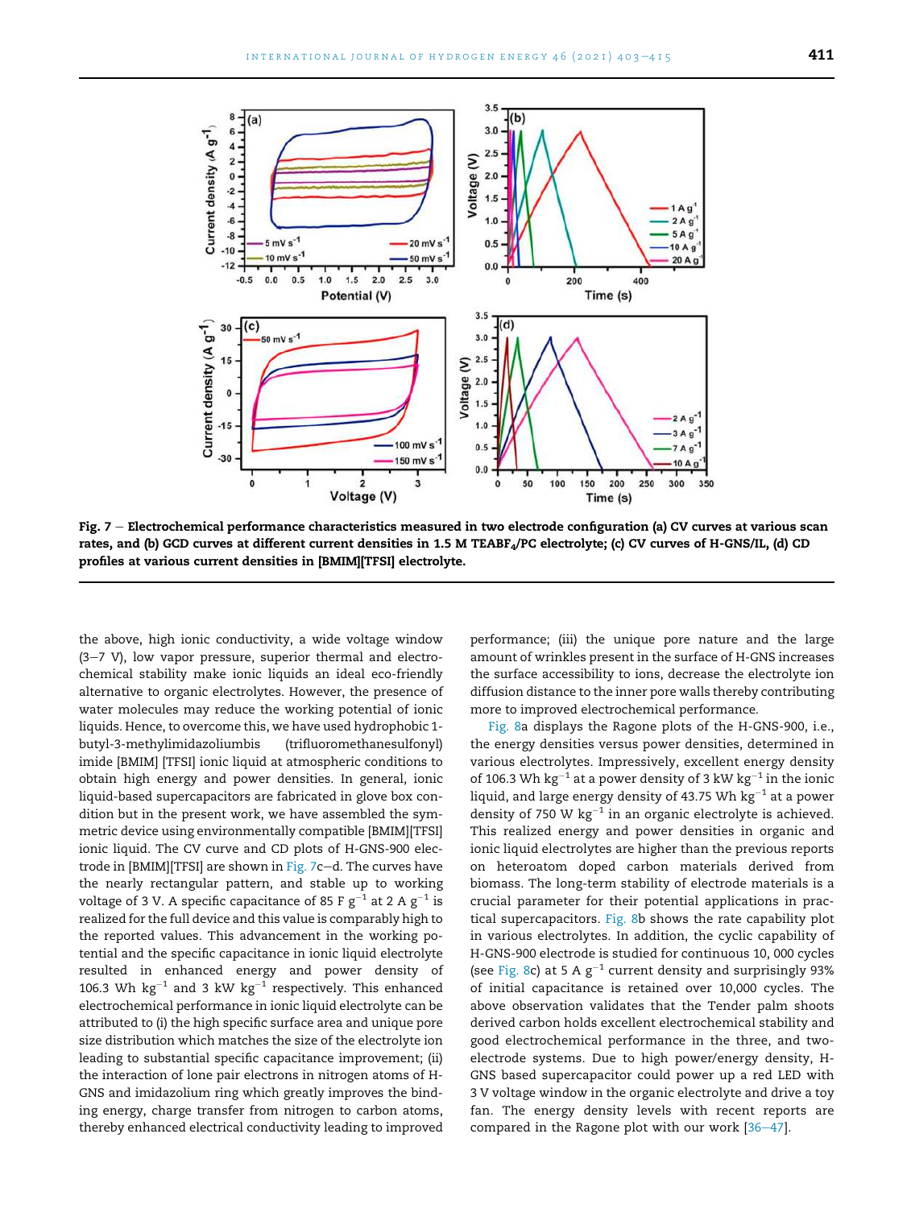Fig. 7 – Electrochemical performance characteristics measured in two electrode configuration (a) CV curves at various scan rates, and (b) GCD curves at different current densities in 1.5 M $TEABF_4$/PC electrolyte; (c) CV curves of H-GNS/IL, (d) CD profiles at various current densities in [BMIM][TFSI] electrolyte.

the above, high ionic conductivity, a wide voltage window (3–7 V), low vapor pressure, superior thermal and electrochemical stability make ionic liquids an ideal eco-friendly alternative to organic electrolytes. However, the presence of water molecules may reduce the working potential of ionic liquids. Hence, to overcome this, we have used hydrophobic 1-butyl-3-methylimidazoliumbis (trifluoromethanesulfonyl) imide [BMIM] [TFSI] ionic liquid at atmospheric conditions to obtain high energy and power densities. In general, ionic liquid-based supercapacitors are fabricated in glove box condition but in the present work, we have assembled the symmetric device using environmentally compatible [BMIM][TFSI] ionic liquid. The CV curve and CD plots of H-GNS-900 electrode in [BMIM][TFSI] are shown in Fig. 7c–d. The curves have the nearly rectangular pattern, and stable up to working voltage of 3 V. A specific capacitance of 85 F $g^{-1}$ at 2 A $g^{-1}$ is realized for the full device and this value is comparably high to the reported values. This advancement in the working potential and the specific capacitance in ionic liquid electrolyte resulted in enhanced energy and power density of 106.3 Wh $kg^{-1}$ and 3 kW $kg^{-1}$ respectively. This enhanced electrochemical performance in ionic liquid electrolyte can be attributed to (i) the high specific surface area and unique pore size distribution which matches the size of the electrolyte ion leading to substantial specific capacitance improvement; (ii) the interaction of lone pair electrons in nitrogen atoms of H-GNS and imidazolium ring which greatly improves the binding energy, charge transfer from nitrogen to carbon atoms, thereby enhanced electrical conductivity leading to improved performance; (iii) the unique pore nature and the large amount of wrinkles present in the surface of H-GNS increases the surface accessibility to ions, decrease the electrolyte ion diffusion distance to the inner pore walls thereby contributing more to improved electrochemical performance.

Fig. 8a displays the Ragone plots of the H-GNS-900, i.e., the energy densities versus power densities, determined in various electrolytes. Impressively, excellent energy density of 106.3 Wh $kg^{-1}$ at a power density of 3 kW $kg^{-1}$ in the ionic liquid, and large energy density of 43.75 Wh $kg^{-1}$ at a power density of 750 W $kg^{-1}$ in an organic electrolyte is achieved. This realized energy and power densities in organic and ionic liquid electrolytes are higher than the previous reports on heteroatom doped carbon materials derived from biomass. The long-term stability of electrode materials is a crucial parameter for their potential applications in practical supercapacitors. Fig. 8b shows the rate capability plot in various electrolytes. In addition, the cyclic capability of H-GNS-900 electrode is studied for continuous 10, 000 cycles (see Fig. 8c) at 5 A $g^{-1}$ current density and surprisingly 93% of initial capacitance is retained over 10,000 cycles. The above observation validates that the Tender palm shoots derived carbon holds excellent electrochemical stability and good electrochemical performance in the three, and two-electrode systems. Due to high power/energy density, H-GNS based supercapacitor could power up a red LED with 3 V voltage window in the organic electrolyte and drive a toy fan. The energy density levels with recent reports are compared in the Ragone plot with our work [36–47].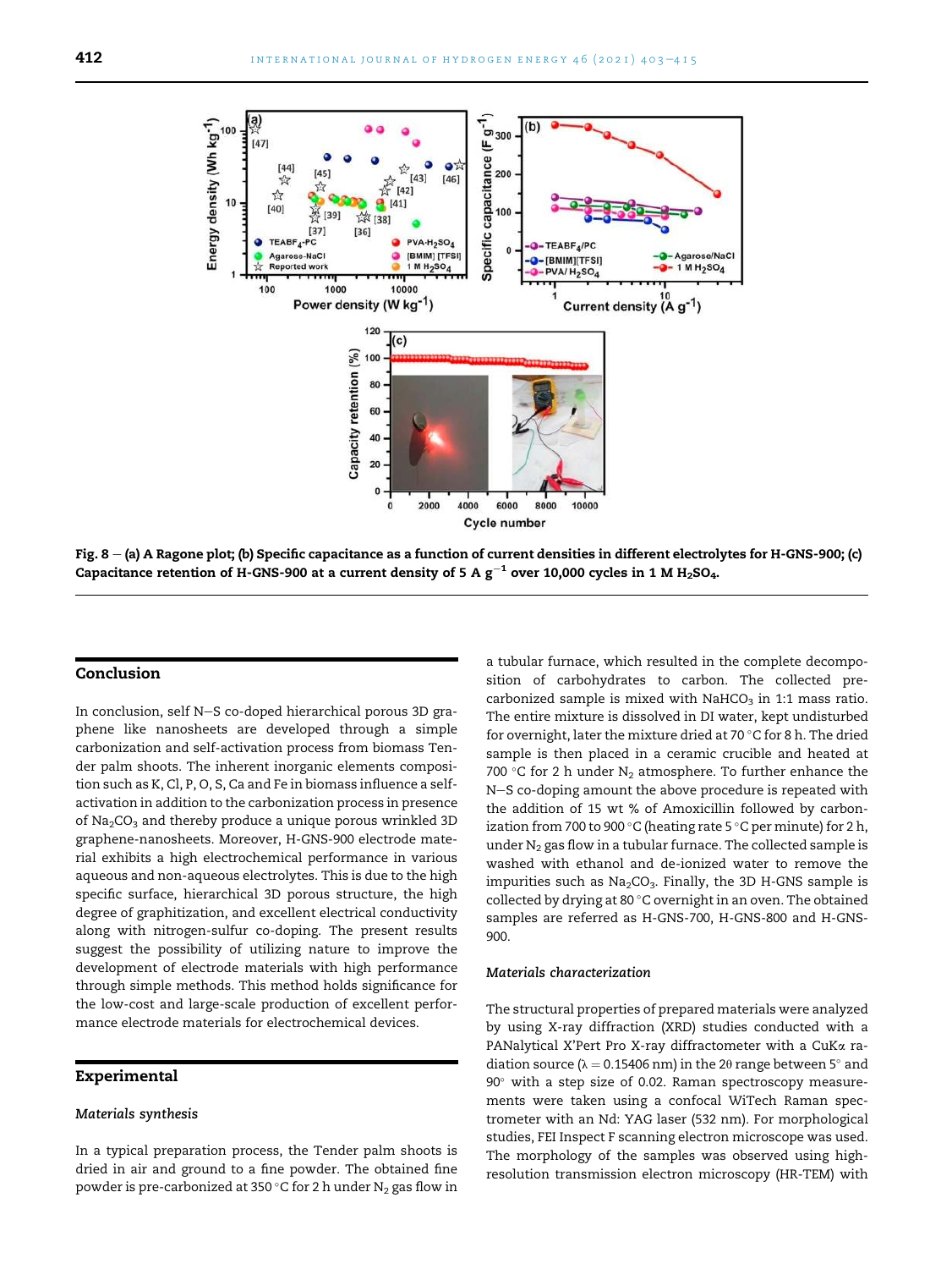Fig. 8 – (a) A Ragone plot; (b) Specific capacitance as a function of current densities in different electrolytes for H-GNS-900; (c) Capacitance retention of H-GNS-900 at a current density of 5 A $g^{-1}$ over 10,000 cycles in 1 M $H_2SO_4$.

## Conclusion

In conclusion, self N–S co-doped hierarchical porous 3D graphene like nanosheets are developed through a simple carbonization and self-activation process from biomass Tender palm shoots. The inherent inorganic elements composition such as K, Cl, P, O, S, Ca and Fe in biomass influence a self-activation in addition to the carbonization process in presence of $Na_2CO_3$ and thereby produce a unique porous wrinkled 3D graphene-nanosheets. Moreover, H-GNS-900 electrode material exhibits a high electrochemical performance in various aqueous and non-aqueous electrolytes. This is due to the high specific surface, hierarchical 3D porous structure, the high degree of graphitization, and excellent electrical conductivity along with nitrogen-sulfur co-doping. The present results suggest the possibility of utilizing nature to improve the development of electrode materials with high performance through simple methods. This method holds significance for the low-cost and large-scale production of excellent performance electrode materials for electrochemical devices.

## Experimental

### Materials synthesis

In a typical preparation process, the Tender palm shoots is dried in air and ground to a fine powder. The obtained fine powder is pre-carbonized at 350 °C for 2 h under $N_2$ gas flow in a tubular furnace, which resulted in the complete decomposition of carbohydrates to carbon. The collected pre-carbonized sample is mixed with $NaHCO_3$ in 1:1 mass ratio. The entire mixture is dissolved in DI water, kept undisturbed for overnight, later the mixture dried at 70 °C for 8 h. The dried sample is then placed in a ceramic crucible and heated at 700 °C for 2 h under $N_2$ atmosphere. To further enhance the N–S co-doping amount the above procedure is repeated with the addition of 15 wt % of Amoxicillin followed by carbonization from 700 to 900 °C (heating rate 5 °C per minute) for 2 h, under $N_2$ gas flow in a tubular furnace. The collected sample is washed with ethanol and de-ionized water to remove the impurities such as $Na_2CO_3$. Finally, the 3D H-GNS sample is collected by drying at 80 °C overnight in an oven. The obtained samples are referred as H-GNS-700, H-GNS-800 and H-GNS-900.

### Materials characterization

The structural properties of prepared materials were analyzed by using X-ray diffraction (XRD) studies conducted with a PANalytical X'Pert Pro X-ray diffractometer with a CuKα radiation source (λ = 0.15406 nm) in the 2θ range between 5° and 90° with a step size of 0.02. Raman spectroscopy measurements were taken using a confocal WiTech Raman spectrometer with an Nd: YAG laser (532 nm). For morphological studies, FEI Inspect F scanning electron microscope was used. The morphology of the samples was observed using high-resolution transmission electron microscopy (HR-TEM) with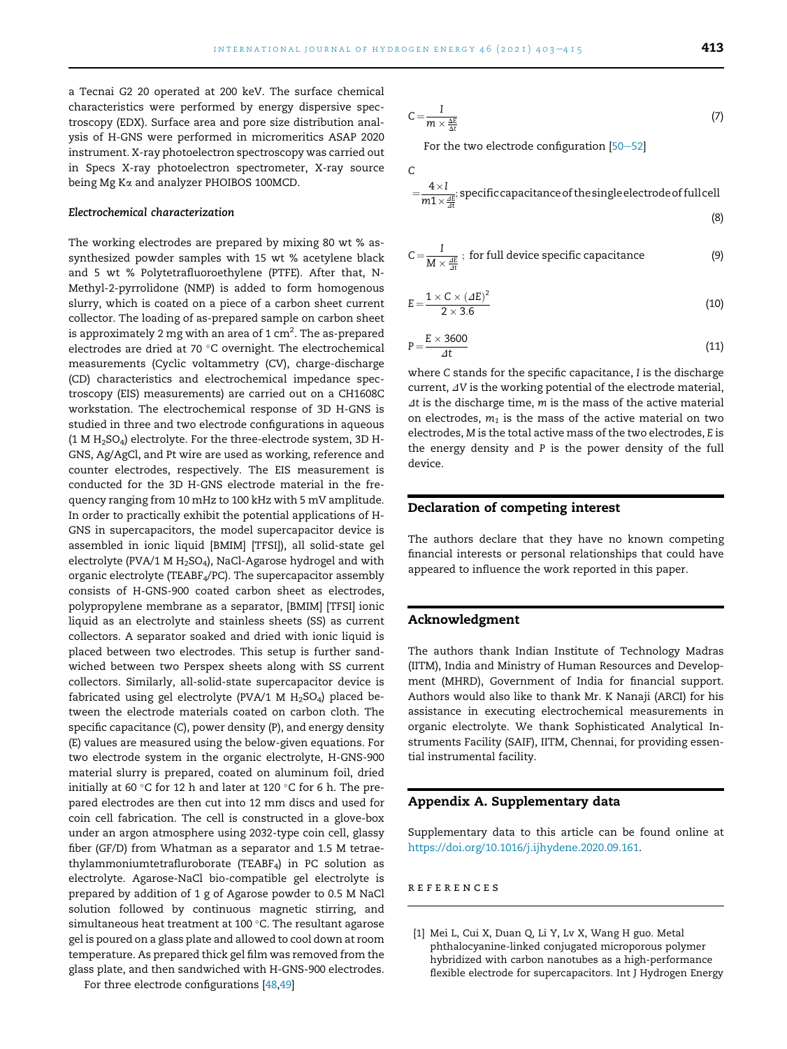a Tecnai G2 20 operated at 200 keV. The surface chemical characteristics were performed by energy dispersive spectroscopy (EDX). Surface area and pore size distribution analysis of H-GNS were performed in micromeritics ASAP 2020 instrument. X-ray photoelectron spectroscopy was carried out in Specs X-ray photoelectron spectrometer, X-ray source being Mg Kα and analyzer PHOIBOS 100MCD.

### Electrochemical characterization

The working electrodes are prepared by mixing 80 wt % as-synthesized powder samples with 15 wt % acetylene black and 5 wt % Polytetrafluoroethylene (PTFE). After that, N-Methyl-2-pyrrolidone (NMP) is added to form homogenous slurry, which is coated on a piece of a carbon sheet current collector. The loading of as-prepared sample on carbon sheet is approximately 2 mg with an area of 1 $cm^2$. The as-prepared electrodes are dried at 70 °C overnight. The electrochemical measurements (Cyclic voltammetry (CV), charge-discharge (CD) characteristics and electrochemical impedance spectroscopy (EIS) measurements) are carried out on a CH1608C workstation. The electrochemical response of 3D H-GNS is studied in three and two electrode configurations in aqueous (1 M $H_2SO_4$) electrolyte. For the three-electrode system, 3D H-GNS, Ag/AgCl, and Pt wire are used as working, reference and counter electrodes, respectively. The EIS measurement is conducted for the 3D H-GNS electrode material in the frequency ranging from 10 mHz to 100 kHz with 5 mV amplitude. In order to practically exhibit the potential applications of H-GNS in supercapacitors, the model supercapacitor device is assembled in ionic liquid [BMIM] [TFSI]), all solid-state gel electrolyte (PVA/1 M $H_2SO_4$), NaCl-Agarose hydrogel and with organic electrolyte ($TEABF_4$/PC). The supercapacitor assembly consists of H-GNS-900 coated carbon sheet as electrodes, polypropylene membrane as a separator, [BMIM] [TFSI] ionic liquid as an electrolyte and stainless sheets (SS) as current collectors. A separator soaked and dried with ionic liquid is placed between two electrodes. This setup is further sandwiched between two Perspex sheets along with SS current collectors. Similarly, all-solid-state supercapacitor device is fabricated using gel electrolyte (PVA/1 M $H_2SO_4$) placed between the electrode materials coated on carbon cloth. The specific capacitance (C), power density (P), and energy density (E) values are measured using the below-given equations. For two electrode system in the organic electrolyte, H-GNS-900 material slurry is prepared, coated on aluminum foil, dried initially at 60 °C for 12 h and later at 120 °C for 6 h. The prepared electrodes are then cut into 12 mm discs and used for coin cell fabrication. The cell is constructed in a glove-box under an argon atmosphere using 2032-type coin cell, glassy fiber (GF/D) from Whatman as a separator and 1.5 M tetraethylammoniumtetrafluroborate ($TEABF_4$) in PC solution as electrolyte. Agarose-NaCl bio-compatible gel electrolyte is prepared by addition of 1 g of Agarose powder to 0.5 M NaCl solution followed by continuous magnetic stirring, and simultaneous heat treatment at 100 °C. The resultant agarose gel is poured on a glass plate and allowed to cool down at room temperature. As prepared thick gel film was removed from the glass plate, and then sandwiched with H-GNS-900 electrodes.

For three electrode configurations [48,49]

$$C = \frac{I}{m \times \frac{\Delta E}{\Delta t}} \tag{7}$$

For the two electrode configuration [50–52]

$$C = \frac{4 \times I}{m1 \times \frac{\Delta E}{\Delta t}}; \text{ specific capacitance of the single electrode of full cell} \tag{8}$$

$$C = \frac{I}{M \times \frac{\Delta E}{\Delta t}}; \text{ for full device specific capacitance} \tag{9}$$

$$E = \frac{1 \times C \times (\Delta E)^2}{2 \times 3.6} \tag{10}$$

$$P = \frac{E \times 3600}{\Delta t} \tag{11}$$

where $C$ stands for the specific capacitance, $I$ is the discharge current, $\Delta V$ is the working potential of the electrode material, $\Delta t$ is the discharge time, $m$ is the mass of the active material on electrodes, $m_1$ is the mass of the active material on two electrodes, $M$ is the total active mass of the two electrodes, $E$ is the energy density and $P$ is the power density of the full device.

## Declaration of competing interest

The authors declare that they have no known competing financial interests or personal relationships that could have appeared to influence the work reported in this paper.

## Acknowledgment

The authors thank Indian Institute of Technology Madras (IITM), India and Ministry of Human Resources and Development (MHRD), Government of India for financial support. Authors would also like to thank Mr. K Nanaji (ARCI) for his assistance in executing electrochemical measurements in organic electrolyte. We thank Sophisticated Analytical Instruments Facility (SAIF), IITM, Chennai, for providing essential instrumental facility.

## Appendix A. Supplementary data

Supplementary data to this article can be found online at https://doi.org/10.1016/j.ijhydene.2020.09.161.

## REFERENCES

[1] Mei L, Cui X, Duan Q, Li Y, Lv X, Wang H guo. Metal phthalocyanine-linked conjugated microporous polymer hybridized with carbon nanotubes as a high-performance flexible electrode for supercapacitors. Int J Hydrogen Energy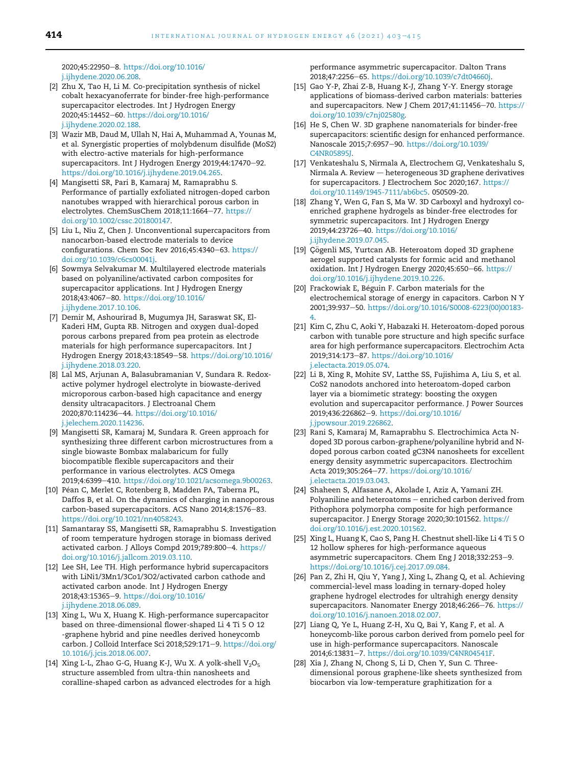2020;45:22950–8. https://doi.org/10.1016/j.ijhydene.2020.06.208.

[2] Zhu X, Tao H, Li M. Co-precipitation synthesis of nickel cobalt hexacyanoferrate for binder-free high-performance supercapacitor electrodes. Int J Hydrogen Energy 2020;45:14452–60. https://doi.org/10.1016/j.ijhydene.2020.02.188.

[3] Wazir MB, Daud M, Ullah N, Hai A, Muhammad A, Younas M, et al. Synergistic properties of molybdenum disulfide (MoS2) with electro-active materials for high-performance supercapacitors. Int J Hydrogen Energy 2019;44:17470–92. https://doi.org/10.1016/j.ijhydene.2019.04.265.

[4] Mangisetti SR, Pari B, Kamaraj M, Ramaprabhu S. Performance of partially exfoliated nitrogen-doped carbon nanotubes wrapped with hierarchical porous carbon in electrolytes. ChemSusChem 2018;11:1664–77. https://doi.org/10.1002/cssc.201800147.

[5] Liu L, Niu Z, Chen J. Unconventional supercapacitors from nanocarbon-based electrode materials to device configurations. Chem Soc Rev 2016;45:4340–63. https://doi.org/10.1039/c6cs00041j.

[6] Sowmya Selvakumar M. Multilayered electrode materials based on polyaniline/activated carbon composites for supercapacitor applications. Int J Hydrogen Energy 2018;43:4067–80. https://doi.org/10.1016/j.ijhydene.2017.10.106.

[7] Demir M, Ashourirad B, Mugumya JH, Saraswat SK, El-Kaderi HM, Gupta RB. Nitrogen and oxygen dual-doped porous carbons prepared from pea protein as electrode materials for high performance supercapacitors. Int J Hydrogen Energy 2018;43:18549–58. https://doi.org/10.1016/j.ijhydene.2018.03.220.

[8] Lal MS, Arjunan A, Balasubramanian V, Sundara R. Redox-active polymer hydrogel electrolyte in biowaste-derived microporous carbon-based high capacitance and energy density ultracapacitors. J Electroanal Chem 2020;870:114236–44. https://doi.org/10.1016/j.jelechem.2020.114236.

[9] Mangisetti SR, Kamaraj M, Sundara R. Green approach for synthesizing three different carbon microstructures from a single biowaste Bombax malabaricum for fully biocompatible flexible supercapacitors and their performance in various electrolytes. ACS Omega 2019;4:6399–410. https://doi.org/10.1021/acsomega.9b00263.

[10] Péan C, Merlet C, Rotenberg B, Madden PA, Taberna PL, Daffos B, et al. On the dynamics of charging in nanoporous carbon-based supercapacitors. ACS Nano 2014;8:1576–83. https://doi.org/10.1021/nn4058243.

[11] Samantaray SS, Mangisetti SR, Ramaprabhu S. Investigation of room temperature hydrogen storage in biomass derived activated carbon. J Alloys Compd 2019;789:800–4. https://doi.org/10.1016/j.jallcom.2019.03.110.

[12] Lee SH, Lee TH. High performance hybrid supercapacitors with LiNi1/3Mn1/3Co1/3O2/activated carbon cathode and activated carbon anode. Int J Hydrogen Energy 2018;43:15365–9. https://doi.org/10.1016/j.ijhydene.2018.06.089.

[13] Xing L, Wu X, Huang K. High-performance supercapacitor based on three-dimensional flower-shaped Li 4 Ti 5 O 12 -graphene hybrid and pine needles derived honeycomb carbon. J Colloid Interface Sci 2018;529:171–9. https://doi.org/10.1016/j.jcis.2018.06.007.

[14] Xing L-L, Zhao G-G, Huang K-J, Wu X. A yolk-shell $V_2O_5$ structure assembled from ultra-thin nanosheets and coralline-shaped carbon as advanced electrodes for a high performance asymmetric supercapacitor. Dalton Trans 2018;47:2256–65. https://doi.org/10.1039/c7dt04660j.

[15] Gao Y-P, Zhai Z-B, Huang K-J, Zhang Y-Y. Energy storage applications of biomass-derived carbon materials: batteries and supercapacitors. New J Chem 2017;41:11456–70. https://doi.org/10.1039/c7nj02580g.

[16] He S, Chen W. 3D graphene nanomaterials for binder-free supercapacitors: scientific design for enhanced performance. Nanoscale 2015;7:6957–90. https://doi.org/10.1039/C4NR05895J.

[17] Venkateshalu S, Nirmala A, Electrochem GJ, Venkateshalu S, Nirmala A. Review — heterogeneous 3D graphene derivatives for supercapacitors. J Electrochem Soc 2020;167. https://doi.org/10.1149/1945-7111/ab6bc5. 050509-20.

[18] Zhang Y, Wen G, Fan S, Ma W. 3D Carboxyl and hydroxyl co-enriched graphene hydrogels as binder-free electrodes for symmetric supercapacitors. Int J Hydrogen Energy 2019;44:23726–40. https://doi.org/10.1016/j.ijhydene.2019.07.045.

[19] Çögenli MS, Yurtcan AB. Heteroatom doped 3D graphene aerogel supported catalysts for formic acid and methanol oxidation. Int J Hydrogen Energy 2020;45:650–66. https://doi.org/10.1016/j.ijhydene.2019.10.226.

[20] Frackowiak E, Béguin F. Carbon materials for the electrochemical storage of energy in capacitors. Carbon N Y 2001;39:937–50. https://doi.org/10.1016/S0008-6223(00)00183-4.

[21] Kim C, Zhu C, Aoki Y, Habazaki H. Heteroatom-doped porous carbon with tunable pore structure and high specific surface area for high performance supercapacitors. Electrochim Acta 2019;314:173–87. https://doi.org/10.1016/j.electacta.2019.05.074.

[22] Li B, Xing R, Mohite SV, Latthe SS, Fujishima A, Liu S, et al. CoS2 nanodots anchored into heteroatom-doped carbon layer via a biomimetic strategy: boosting the oxygen evolution and supercapacitor performance. J Power Sources 2019;436:226862–9. https://doi.org/10.1016/j.jpowsour.2019.226862.

[23] Rani S, Kamaraj M, Ramaprabhu S. Electrochimica Acta N-doped 3D porous carbon-graphene/polyaniline hybrid and N-doped porous carbon coated gC3N4 nanosheets for excellent energy density asymmetric supercapacitors. Electrochim Acta 2019;305:264–77. https://doi.org/10.1016/j.electacta.2019.03.043.

[24] Shaheen S, Alfasane A, Akolade I, Aziz A, Yamani ZH. Polyaniline and heteroatoms — enriched carbon derived from Pithophora polymorpha composite for high performance supercapacitor. J Energy Storage 2020;30:101562. https://doi.org/10.1016/j.est.2020.101562.

[25] Xing L, Huang K, Cao S, Pang H. Chestnut shell-like Li 4 Ti 5 O 12 hollow spheres for high-performance aqueous asymmetric supercapacitors. Chem Eng J 2018;332:253–9. https://doi.org/10.1016/j.cej.2017.09.084.

[26] Pan Z, Zhi H, Qiu Y, Yang J, Xing L, Zhang Q, et al. Achieving commercial-level mass loading in ternary-doped holey graphene hydrogel electrodes for ultrahigh energy density supercapacitors. Nanomater Energy 2018;46:266–76. https://doi.org/10.1016/j.nanoen.2018.02.007.

[27] Liang Q, Ye L, Huang Z-H, Xu Q, Bai Y, Kang F, et al. A honeycomb-like porous carbon derived from pomelo peel for use in high-performance supercapacitors. Nanoscale 2014;6:13831–7. https://doi.org/10.1039/C4NR04541F.

[28] Xia J, Zhang N, Chong S, Li D, Chen Y, Sun C. Three-dimensional porous graphene-like sheets synthesized from biocarbon via low-temperature graphitization for a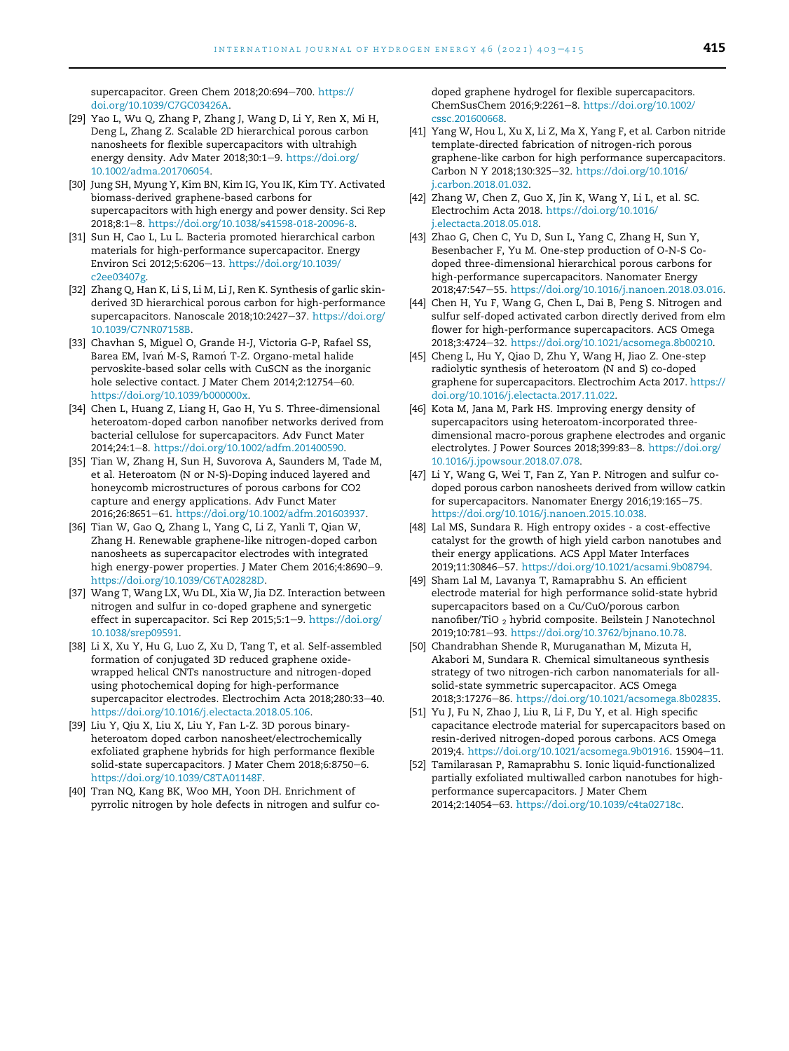supercapacitor. Green Chem 2018;20:694–700. https://doi.org/10.1039/C7GC03426A.

[29] Yao L, Wu Q, Zhang P, Zhang J, Wang D, Li Y, Ren X, Mi H, Deng L, Zhang Z. Scalable 2D hierarchical porous carbon nanosheets for flexible supercapacitors with ultrahigh energy density. Adv Mater 2018;30:1–9. https://doi.org/10.1002/adma.201706054.

[30] Jung SH, Myung Y, Kim BN, Kim IG, You IK, Kim TY. Activated biomass-derived graphene-based carbons for supercapacitors with high energy and power density. Sci Rep 2018;8:1–8. https://doi.org/10.1038/s41598-018-20096-8.

[31] Sun H, Cao L, Lu L. Bacteria promoted hierarchical carbon materials for high-performance supercapacitor. Energy Environ Sci 2012;5:6206–13. https://doi.org/10.1039/c2ee03407g.

[32] Zhang Q, Han K, Li S, Li M, Li J, Ren K. Synthesis of garlic skin-derived 3D hierarchical porous carbon for high-performance supercapacitors. Nanoscale 2018;10:2427–37. https://doi.org/10.1039/C7NR07158B.

[33] Chavhan S, Miguel O, Grande H-J, Victoria G-P, Rafael SS, Barea EM, Ivań M-S, Ramoń T-Z. Organo-metal halide pervoskite-based solar cells with CuSCN as the inorganic hole selective contact. J Mater Chem 2014;2:12754–60. https://doi.org/10.1039/b000000x.

[34] Chen L, Huang Z, Liang H, Gao H, Yu S. Three-dimensional heteroatom-doped carbon nanofiber networks derived from bacterial cellulose for supercapacitors. Adv Funct Mater 2014;24:1–8. https://doi.org/10.1002/adfm.201400590.

[35] Tian W, Zhang H, Sun H, Suvorova A, Saunders M, Tade M, et al. Heteroatom (N or N-S)-Doping induced layered and honeycomb microstructures of porous carbons for CO2 capture and energy applications. Adv Funct Mater 2016;26:8651–61. https://doi.org/10.1002/adfm.201603937.

[36] Tian W, Gao Q, Zhang L, Yang C, Li Z, Yanli T, Qian W, Zhang H. Renewable graphene-like nitrogen-doped carbon nanosheets as supercapacitor electrodes with integrated high energy-power properties. J Mater Chem 2016;4:8690–9. https://doi.org/10.1039/C6TA02828D.

[37] Wang T, Wang LX, Wu DL, Xia W, Jia DZ. Interaction between nitrogen and sulfur in co-doped graphene and synergetic effect in supercapacitor. Sci Rep 2015;5:1–9. https://doi.org/10.1038/srep09591.

[38] Li X, Xu Y, Hu G, Luo Z, Xu D, Tang T, et al. Self-assembled formation of conjugated 3D reduced graphene oxide-wrapped helical CNTs nanostructure and nitrogen-doped using photochemical doping for high-performance supercapacitor electrodes. Electrochim Acta 2018;280:33–40. https://doi.org/10.1016/j.electacta.2018.05.106.

[39] Liu Y, Qiu X, Liu X, Liu Y, Fan L-Z. 3D porous binary-heteroatom doped carbon nanosheet/electrochemically exfoliated graphene hybrids for high performance flexible solid-state supercapacitors. J Mater Chem 2018;6:8750–6. https://doi.org/10.1039/C8TA01148F.

[40] Tran NQ, Kang BK, Woo MH, Yoon DH. Enrichment of pyrrolic nitrogen by hole defects in nitrogen and sulfur co-doped graphene hydrogel for flexible supercapacitors. ChemSusChem 2016;9:2261–8. https://doi.org/10.1002/cssc.201600668.

[41] Yang W, Hou L, Xu X, Li Z, Ma X, Yang F, et al. Carbon nitride template-directed fabrication of nitrogen-rich porous graphene-like carbon for high performance supercapacitors. Carbon N Y 2018;130:325–32. https://doi.org/10.1016/j.carbon.2018.01.032.

[42] Zhang W, Chen Z, Guo X, Jin K, Wang Y, Li L, et al. SC. Electrochim Acta 2018. https://doi.org/10.1016/j.electacta.2018.05.018.

[43] Zhao G, Chen C, Yu D, Sun L, Yang C, Zhang H, Sun Y, Besenbacher F, Yu M. One-step production of O-N-S Co-doped three-dimensional hierarchical porous carbons for high-performance supercapacitors. Nanomater Energy 2018;47:547–55. https://doi.org/10.1016/j.nanoen.2018.03.016.

[44] Chen H, Yu F, Wang G, Chen L, Dai B, Peng S. Nitrogen and sulfur self-doped activated carbon directly derived from elm flower for high-performance supercapacitors. ACS Omega 2018;3:4724–32. https://doi.org/10.1021/acsomega.8b00210.

[45] Cheng L, Hu Y, Qiao D, Zhu Y, Wang H, Jiao Z. One-step radiolytic synthesis of heteroatom (N and S) co-doped graphene for supercapacitors. Electrochim Acta 2017. https://doi.org/10.1016/j.electacta.2017.11.022.

[46] Kota M, Jana M, Park HS. Improving energy density of supercapacitors using heteroatom-incorporated three-dimensional macro-porous graphene electrodes and organic electrolytes. J Power Sources 2018;399:83–8. https://doi.org/10.1016/j.jpowsour.2018.07.078.

[47] Li Y, Wang G, Wei T, Fan Z, Yan P. Nitrogen and sulfur co-doped porous carbon nanosheets derived from willow catkin for supercapacitors. Nanomater Energy 2016;19:165–75. https://doi.org/10.1016/j.nanoen.2015.10.038.

[48] Lal MS, Sundara R. High entropy oxides - a cost-effective catalyst for the growth of high yield carbon nanotubes and their energy applications. ACS Appl Mater Interfaces 2019;11:30846–57. https://doi.org/10.1021/acsami.9b08794.

[49] Sham Lal M, Lavanya T, Ramaprabhu S. An efficient electrode material for high performance solid-state hybrid supercapacitors based on a Cu/CuO/porous carbon nanofiber/$TiO_2$ hybrid composite. Beilstein J Nanotechnol 2019;10:781–93. https://doi.org/10.3762/bjnano.10.78.

[50] Chandrabhan Shende R, Muruganathan M, Mizuta H, Akabori M, Sundara R. Chemical simultaneous synthesis strategy of two nitrogen-rich carbon nanomaterials for all-solid-state symmetric supercapacitor. ACS Omega 2018;3:17276–86. https://doi.org/10.1021/acsomega.8b02835.

[51] Yu J, Fu N, Zhao J, Liu R, Li F, Du Y, et al. High specific capacitance electrode material for supercapacitors based on resin-derived nitrogen-doped porous carbons. ACS Omega 2019;4. https://doi.org/10.1021/acsomega.9b01916. 15904–11.

[52] Tamilarasan P, Ramaprabhu S. Ionic liquid-functionalized partially exfoliated multiwalled carbon nanotubes for high-performance supercapacitors. J Mater Chem 2014;2:14054–63. https://doi.org/10.1039/c4ta02718c.